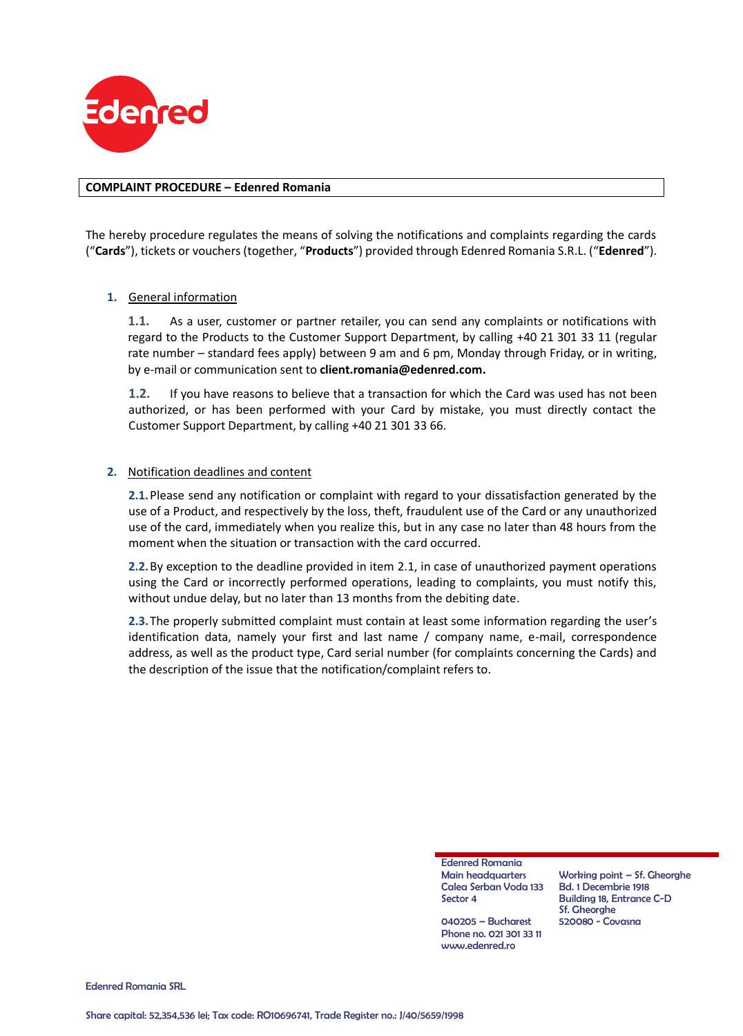# COMPLAINT PROCEDURE – Edenred Romania

The hereby procedure regulates the means of solving the notifications and complaints regarding the cards ("**Cards**"), tickets or vouchers (together, "**Products**") provided through Edenred Romania S.R.L. ("**Edenred**").

## 1. General information

**1.1.** As a user, customer or partner retailer, you can send any complaints or notifications with regard to the Products to the Customer Support Department, by calling +40 21 301 33 11 (regular rate number – standard fees apply) between 9 am and 6 pm, Monday through Friday, or in writing, by e-mail or communication sent to **client.romania@edenred.com.**

**1.2.** If you have reasons to believe that a transaction for which the Card was used has not been authorized, or has been performed with your Card by mistake, you must directly contact the Customer Support Department, by calling +40 21 301 33 66.

## 2. Notification deadlines and content

**2.1.** Please send any notification or complaint with regard to your dissatisfaction generated by the use of a Product, and respectively by the loss, theft, fraudulent use of the Card or any unauthorized use of the card, immediately when you realize this, but in any case no later than 48 hours from the moment when the situation or transaction with the card occurred.

**2.2.** By exception to the deadline provided in item 2.1, in case of unauthorized payment operations using the Card or incorrectly performed operations, leading to complaints, you must notify this, without undue delay, but no later than 13 months from the debiting date.

**2.3.** The properly submitted complaint must contain at least some information regarding the user's identification data, namely your first and last name / company name, e-mail, correspondence address, as well as the product type, Card serial number (for complaints concerning the Cards) and the description of the issue that the notification/complaint refers to.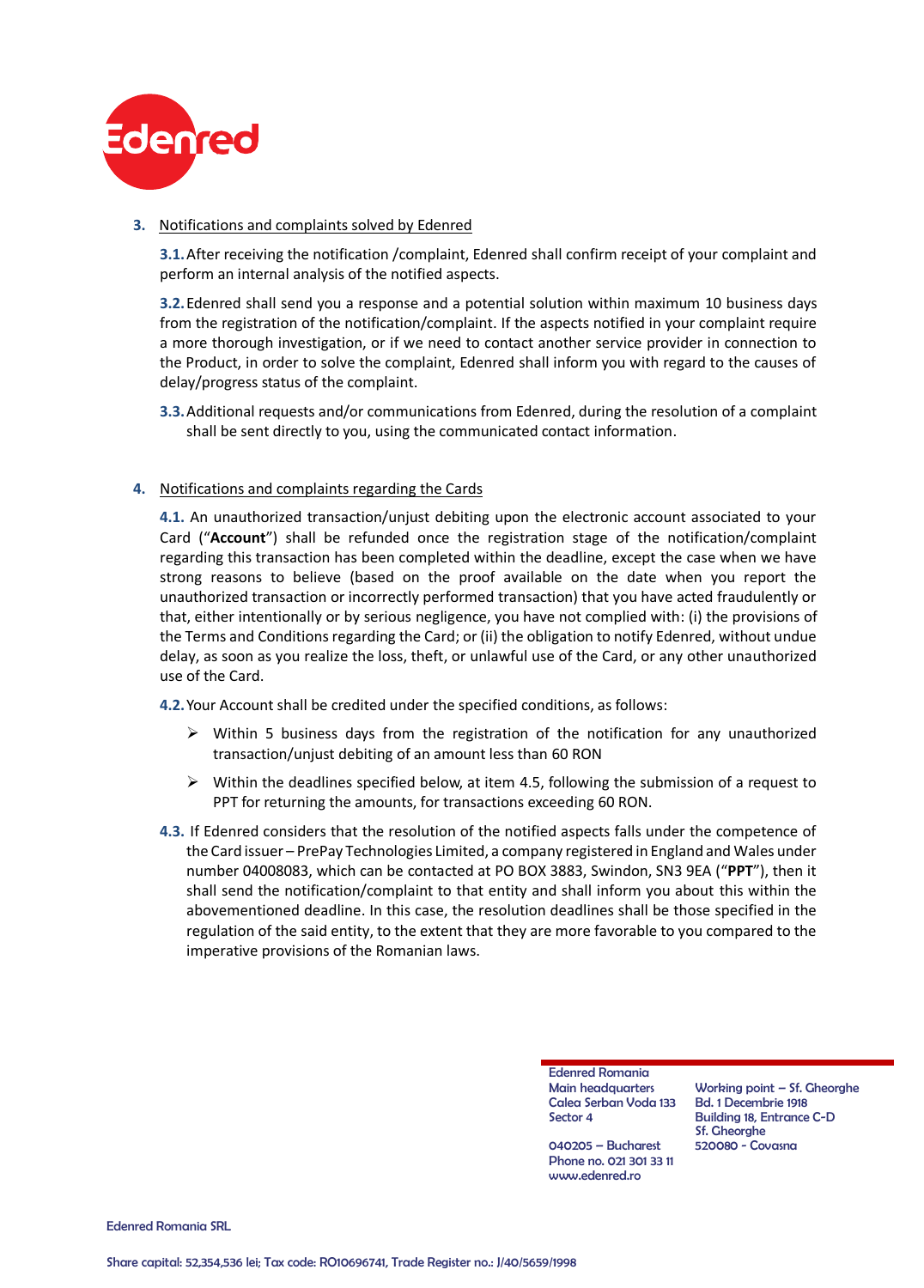3. Notifications and complaints solved by Edenred

**3.1.** After receiving the notification /complaint, Edenred shall confirm receipt of your complaint and perform an internal analysis of the notified aspects.

**3.2.** Edenred shall send you a response and a potential solution within maximum 10 business days from the registration of the notification/complaint. If the aspects notified in your complaint require a more thorough investigation, or if we need to contact another service provider in connection to the Product, in order to solve the complaint, Edenred shall inform you with regard to the causes of delay/progress status of the complaint.

**3.3.** Additional requests and/or communications from Edenred, during the resolution of a complaint shall be sent directly to you, using the communicated contact information.

4. Notifications and complaints regarding the Cards

**4.1.** An unauthorized transaction/unjust debiting upon the electronic account associated to your Card ("**Account**") shall be refunded once the registration stage of the notification/complaint regarding this transaction has been completed within the deadline, except the case when we have strong reasons to believe (based on the proof available on the date when you report the unauthorized transaction or incorrectly performed transaction) that you have acted fraudulently or that, either intentionally or by serious negligence, you have not complied with: (i) the provisions of the Terms and Conditions regarding the Card; or (ii) the obligation to notify Edenred, without undue delay, as soon as you realize the loss, theft, or unlawful use of the Card, or any other unauthorized use of the Card.

**4.2.** Your Account shall be credited under the specified conditions, as follows:

- Within 5 business days from the registration of the notification for any unauthorized transaction/unjust debiting of an amount less than 60 RON
- Within the deadlines specified below, at item 4.5, following the submission of a request to PPT for returning the amounts, for transactions exceeding 60 RON.

**4.3.** If Edenred considers that the resolution of the notified aspects falls under the competence of the Card issuer – PrePay Technologies Limited, a company registered in England and Wales under number 04008083, which can be contacted at PO BOX 3883, Swindon, SN3 9EA ("**PPT**"), then it shall send the notification/complaint to that entity and shall inform you about this within the abovementioned deadline. In this case, the resolution deadlines shall be those specified in the regulation of the said entity, to the extent that they are more favorable to you compared to the imperative provisions of the Romanian laws.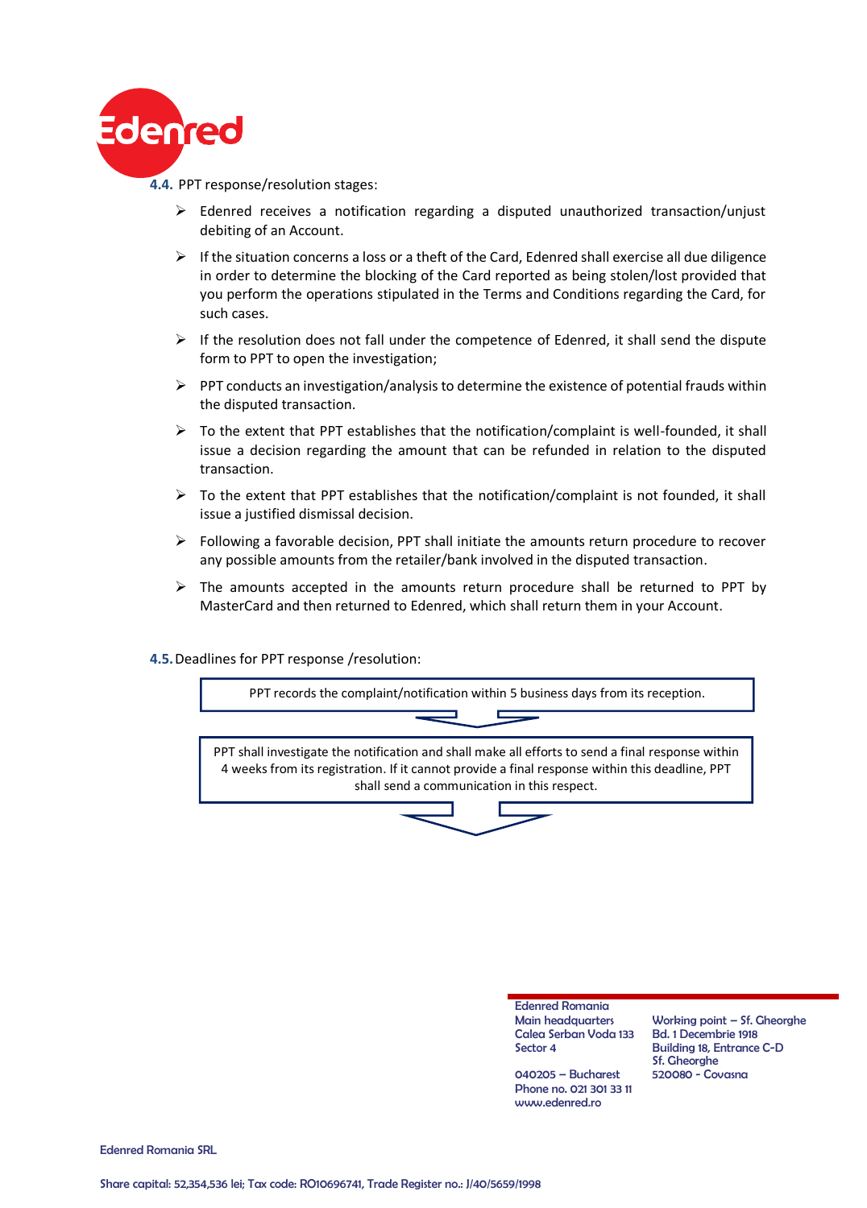**4.4.** PPT response/resolution stages:

- Edenred receives a notification regarding a disputed unauthorized transaction/unjust debiting of an Account.
- If the situation concerns a loss or a theft of the Card, Edenred shall exercise all due diligence in order to determine the blocking of the Card reported as being stolen/lost provided that you perform the operations stipulated in the Terms and Conditions regarding the Card, for such cases.
- If the resolution does not fall under the competence of Edenred, it shall send the dispute form to PPT to open the investigation;
- PPT conducts an investigation/analysis to determine the existence of potential frauds within the disputed transaction.
- To the extent that PPT establishes that the notification/complaint is well-founded, it shall issue a decision regarding the amount that can be refunded in relation to the disputed transaction.
- To the extent that PPT establishes that the notification/complaint is not founded, it shall issue a justified dismissal decision.
- Following a favorable decision, PPT shall initiate the amounts return procedure to recover any possible amounts from the retailer/bank involved in the disputed transaction.
- The amounts accepted in the amounts return procedure shall be returned to PPT by MasterCard and then returned to Edenred, which shall return them in your Account.

**4.5.** Deadlines for PPT response /resolution:

PPT records the complaint/notification within 5 business days from its reception.

↓

PPT shall investigate the notification and shall make all efforts to send a final response within 4 weeks from its registration. If it cannot provide a final response within this deadline, PPT shall send a communication in this respect.

↓

Edenred Romania
Main headquarters
Calea Serban Voda 133
Sector 4

040205 – Bucharest
Phone no. 021 301 33 11
www.edenred.ro

Working point – Sf. Gheorghe
Bd. 1 Decembrie 1918
Building 18, Entrance C-D
Sf. Gheorghe
520080 - Covasna

Edenred Romania SRL

Share capital: 52,354,536 lei; Tax code: RO10696741, Trade Register no.: J/40/5659/1998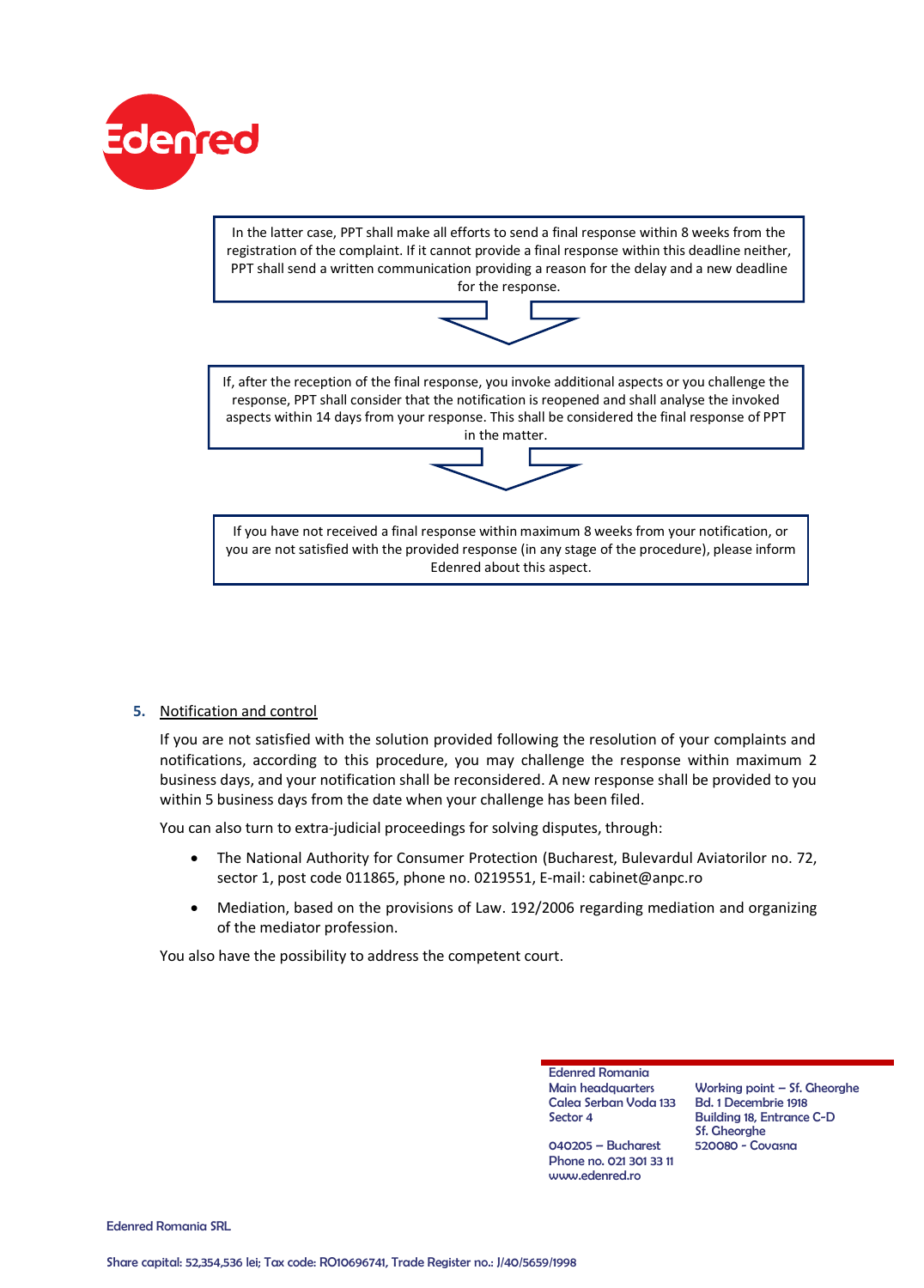In the latter case, PPT shall make all efforts to send a final response within 8 weeks from the registration of the complaint. If it cannot provide a final response within this deadline neither, PPT shall send a written communication providing a reason for the delay and a new deadline for the response.

If, after the reception of the final response, you invoke additional aspects or you challenge the response, PPT shall consider that the notification is reopened and shall analyse the invoked aspects within 14 days from your response. This shall be considered the final response of PPT in the matter.

If you have not received a final response within maximum 8 weeks from your notification, or you are not satisfied with the provided response (in any stage of the procedure), please inform Edenred about this aspect.

## 5. Notification and control

If you are not satisfied with the solution provided following the resolution of your complaints and notifications, according to this procedure, you may challenge the response within maximum 2 business days, and your notification shall be reconsidered. A new response shall be provided to you within 5 business days from the date when your challenge has been filed.

You can also turn to extra-judicial proceedings for solving disputes, through:

- The National Authority for Consumer Protection (Bucharest, Bulevardul Aviatorilor no. 72, sector 1, post code 011865, phone no. 0219551, E-mail: cabinet@anpc.ro
- Mediation, based on the provisions of Law. 192/2006 regarding mediation and organizing of the mediator profession.

You also have the possibility to address the competent court.